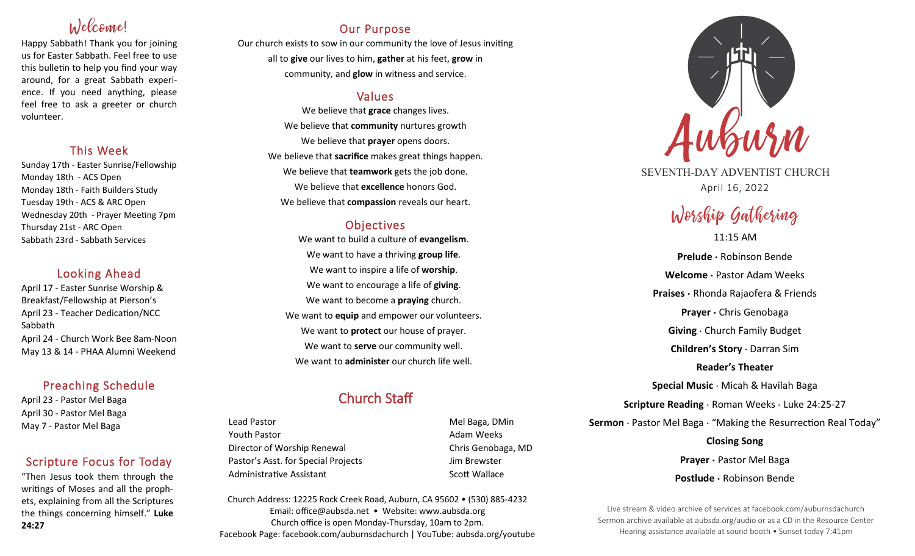# Welcome!

Happy Sabbath! Thank you for joining us for Easter Sabbath. Feel free to use this bulletin to help you find your way around, for a great Sabbath experience. If you need anything, please feel free to ask a greeter or church volunteer.

## This Week

Sunday 17th - Easter Sunrise/Fellowship
Monday 18th - ACS Open
Monday 18th - Faith Builders Study
Tuesday 19th - ACS & ARC Open
Wednesday 20th - Prayer Meeting 7pm
Thursday 21st - ARC Open
Sabbath 23rd - Sabbath Services

## Looking Ahead

April 17 - Easter Sunrise Worship & Breakfast/Fellowship at Pierson's
April 23 - Teacher Dedication/NCC Sabbath
April 24 - Church Work Bee 8am-Noon
May 13 & 14 - PHAA Alumni Weekend

## Preaching Schedule

April 23 - Pastor Mel Baga
April 30 - Pastor Mel Baga
May 7 - Pastor Mel Baga

## Scripture Focus for Today

"Then Jesus took them through the writings of Moses and all the prophets, explaining from all the Scriptures the things concerning himself." **Luke 24:27**

## Our Purpose

Our church exists to sow in our community the love of Jesus inviting all to **give** our lives to him, **gather** at his feet, **grow** in community, and **glow** in witness and service.

## Values

We believe that **grace** changes lives.
We believe that **community** nurtures growth
We believe that **prayer** opens doors.
We believe that **sacrifice** makes great things happen.
We believe that **teamwork** gets the job done.
We believe that **excellence** honors God.
We believe that **compassion** reveals our heart.

## Objectives

We want to build a culture of **evangelism**.
We want to have a thriving **group life**.
We want to inspire a life of **worship**.
We want to encourage a life of **giving**.
We want to become a **praying** church.
We want to **equip** and empower our volunteers.
We want to **protect** our house of prayer.
We want to **serve** our community well.
We want to **administer** our church life well.

## Church Staff

| Role | Name |
|---|---|
| Lead Pastor | Mel Baga, DMin |
| Youth Pastor | Adam Weeks |
| Director of Worship Renewal | Chris Genobaga, MD |
| Pastor's Asst. for Special Projects | Jim Brewster |
| Administrative Assistant | Scott Wallace |

Church Address: 12225 Rock Creek Road, Auburn, CA 95602 • (530) 885-4232
Email: office@aubsda.net • Website: www.aubsda.org
Church office is open Monday-Thursday, 10am to 2pm.
Facebook Page: facebook.com/auburnsdachurch | YouTube: aubsda.org/youtube

# Auburn

SEVENTH-DAY ADVENTIST CHURCH
April 16, 2022

## Worship Gathering

11:15 AM

**Prelude ·** Robinson Bende
**Welcome ·** Pastor Adam Weeks
**Praises ·** Rhonda Rajaofera & Friends
**Prayer ·** Chris Genobaga
**Giving** · Church Family Budget
**Children's Story** · Darran Sim
**Reader's Theater**
**Special Music** · Micah & Havilah Baga
**Scripture Reading** · Roman Weeks · Luke 24:25-27
**Sermon** · Pastor Mel Baga · "Making the Resurrection Real Today"
**Closing Song**
**Prayer ·** Pastor Mel Baga
**Postlude ·** Robinson Bende

Live stream & video archive of services at facebook.com/auburnsdachurch
Sermon archive available at aubsda.org/audio or as a CD in the Resource Center
Hearing assistance available at sound booth • Sunset today 7:41pm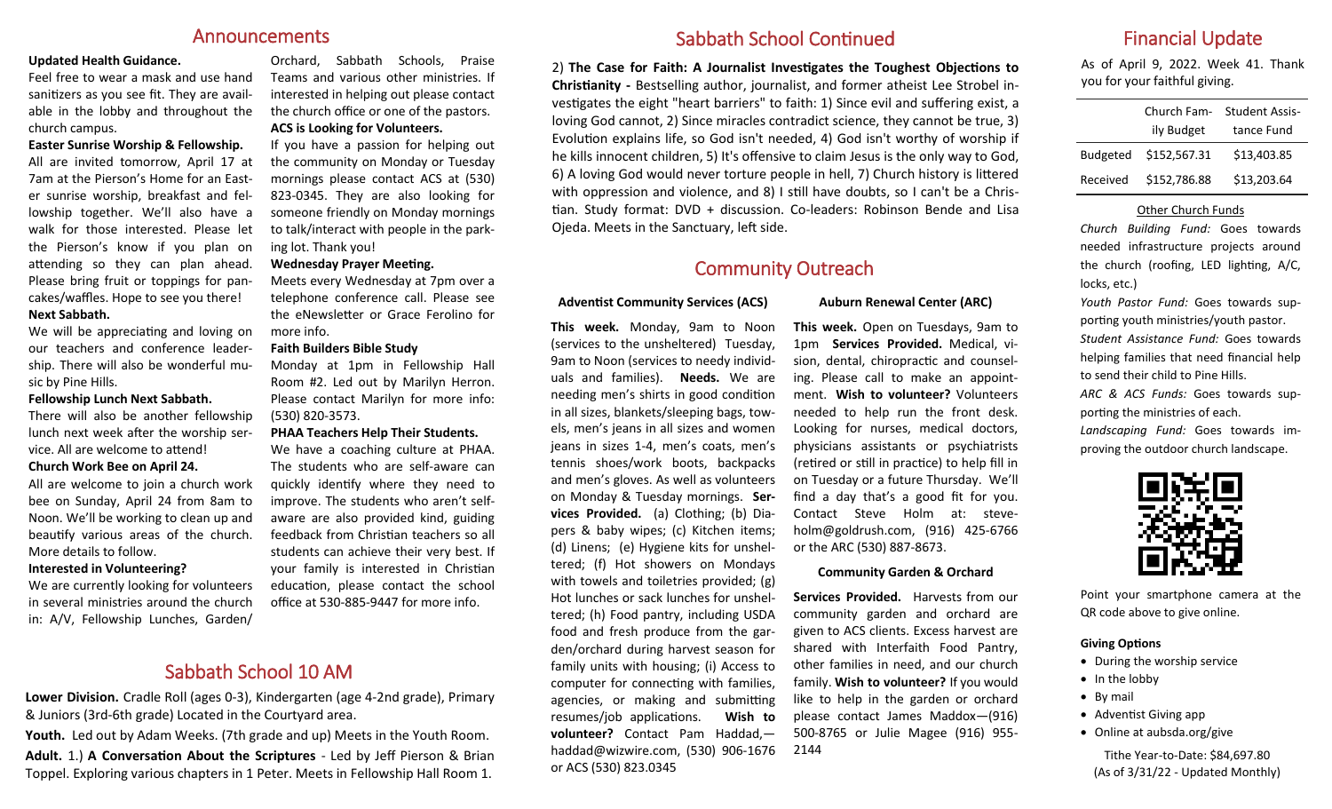## Announcements

**Updated Health Guidance.**

Feel free to wear a mask and use hand sanitizers as you see fit. They are available in the lobby and throughout the church campus.

**Easter Sunrise Worship & Fellowship.**

All are invited tomorrow, April 17 at 7am at the Pierson's Home for an Easter sunrise worship, breakfast and fellowship together. We'll also have a walk for those interested. Please let the Pierson's know if you plan on attending so they can plan ahead. Please bring fruit or toppings for pancakes/waffles. Hope to see you there!

**Next Sabbath.**

We will be appreciating and loving on our teachers and conference leadership. There will also be wonderful music by Pine Hills.

**Fellowship Lunch Next Sabbath.**

There will also be another fellowship lunch next week after the worship service. All are welcome to attend!

**Church Work Bee on April 24.**

All are welcome to join a church work bee on Sunday, April 24 from 8am to Noon. We'll be working to clean up and beautify various areas of the church. More details to follow.

**Interested in Volunteering?**

We are currently looking for volunteers in several ministries around the church in: A/V, Fellowship Lunches, Garden/Orchard, Sabbath Schools, Praise Teams and various other ministries. If interested in helping out please contact the church office or one of the pastors.

**ACS is Looking for Volunteers.**

If you have a passion for helping out the community on Monday or Tuesday mornings please contact ACS at (530) 823-0345. They are also looking for someone friendly on Monday mornings to talk/interact with people in the parking lot. Thank you!

**Wednesday Prayer Meeting.**

Meets every Wednesday at 7pm over a telephone conference call. Please see the eNewsletter or Grace Ferolino for more info.

**Faith Builders Bible Study**

Monday at 1pm in Fellowship Hall Room #2. Led out by Marilyn Herron. Please contact Marilyn for more info: (530) 820-3573.

**PHAA Teachers Help Their Students.**

We have a coaching culture at PHAA. The students who are self-aware can quickly identify where they need to improve. The students who aren't self-aware are also provided kind, guiding feedback from Christian teachers so all students can achieve their very best. If your family is interested in Christian education, please contact the school office at 530-885-9447 for more info.

## Sabbath School 10 AM

**Lower Division.** Cradle Roll (ages 0-3), Kindergarten (age 4-2nd grade), Primary & Juniors (3rd-6th grade) Located in the Courtyard area.

**Youth.** Led out by Adam Weeks. (7th grade and up) Meets in the Youth Room.

**Adult.** 1.) **A Conversation About the Scriptures** - Led by Jeff Pierson & Brian Toppel. Exploring various chapters in 1 Peter. Meets in Fellowship Hall Room 1.

## Sabbath School Continued

2) **The Case for Faith: A Journalist Investigates the Toughest Objections to Christianity -** Bestselling author, journalist, and former atheist Lee Strobel investigates the eight "heart barriers" to faith: 1) Since evil and suffering exist, a loving God cannot, 2) Since miracles contradict science, they cannot be true, 3) Evolution explains life, so God isn't needed, 4) God isn't worthy of worship if he kills innocent children, 5) It's offensive to claim Jesus is the only way to God, 6) A loving God would never torture people in hell, 7) Church history is littered with oppression and violence, and 8) I still have doubts, so I can't be a Christian. Study format: DVD + discussion. Co-leaders: Robinson Bende and Lisa Ojeda. Meets in the Sanctuary, left side.

## Community Outreach

**Adventist Community Services (ACS)**

**This week.** Monday, 9am to Noon (services to the unsheltered) Tuesday, 9am to Noon (services to needy individuals and families). **Needs.** We are needing men's shirts in good condition in all sizes, blankets/sleeping bags, towels, men's jeans in all sizes and women jeans in sizes 1-4, men's coats, men's tennis shoes/work boots, backpacks and men's gloves. As well as volunteers on Monday & Tuesday mornings. **Services Provided.** (a) Clothing; (b) Diapers & baby wipes; (c) Kitchen items; (d) Linens; (e) Hygiene kits for unsheltered; (f) Hot showers on Mondays with towels and toiletries provided; (g) Hot lunches or sack lunches for unsheltered; (h) Food pantry, including USDA food and fresh produce from the garden/orchard during harvest season for family units with housing; (i) Access to computer for connecting with families, agencies, or making and submitting resumes/job applications. **Wish to volunteer?** Contact Pam Haddad,—haddad@wizwire.com, (530) 906-1676 or ACS (530) 823.0345

**Auburn Renewal Center (ARC)**

**This week.** Open on Tuesdays, 9am to 1pm **Services Provided.** Medical, vision, dental, chiropractic and counseling. Please call to make an appointment. **Wish to volunteer?** Volunteers needed to help run the front desk. Looking for nurses, medical doctors, physicians assistants or psychiatrists (retired or still in practice) to help fill in on Tuesday or a future Thursday. We'll find a day that's a good fit for you. Contact Steve Holm at: steveholm@goldrush.com, (916) 425-6766 or the ARC (530) 887-8673.

**Community Garden & Orchard**

**Services Provided.** Harvests from our community garden and orchard are given to ACS clients. Excess harvest are shared with Interfaith Food Pantry, other families in need, and our church family. **Wish to volunteer?** If you would like to help in the garden or orchard please contact James Maddox—(916) 500-8765 or Julie Magee (916) 955-2144

## Financial Update

As of April 9, 2022. Week 41. Thank you for your faithful giving.

| | Church Family Budget | Student Assistance Fund |
|---|---|---|
| Budgeted | $152,567.31 | $13,403.85 |
| Received | $152,786.88 | $13,203.64 |

Other Church Funds

*Church Building Fund:* Goes towards needed infrastructure projects around the church (roofing, LED lighting, A/C, locks, etc.)

*Youth Pastor Fund:* Goes towards supporting youth ministries/youth pastor.

*Student Assistance Fund:* Goes towards helping families that need financial help to send their child to Pine Hills.

*ARC & ACS Funds:* Goes towards supporting the ministries of each.

*Landscaping Fund:* Goes towards improving the outdoor church landscape.

Point your smartphone camera at the QR code above to give online.

**Giving Options**

- During the worship service
- In the lobby
- By mail
- Adventist Giving app
- Online at aubsda.org/give

Tithe Year-to-Date: $84,697.80
(As of 3/31/22 - Updated Monthly)